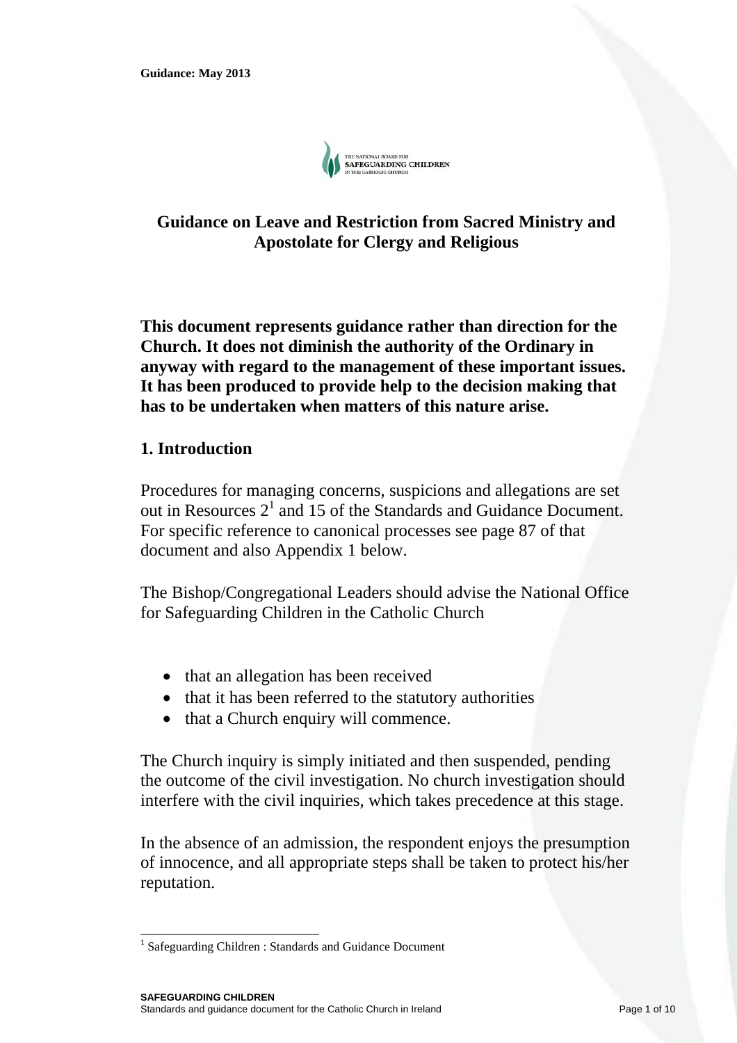Guidance: May 2013

THE NATIONAL BOARD FOR SAFEGUARDING CHILDREN IN THE CATHOLIC CHURCH

# Guidance on Leave and Restriction from Sacred Ministry and Apostolate for Clergy and Religious

**This document represents guidance rather than direction for the Church. It does not diminish the authority of the Ordinary in anyway with regard to the management of these important issues. It has been produced to provide help to the decision making that has to be undertaken when matters of this nature arise.**

## 1. Introduction

Procedures for managing concerns, suspicions and allegations are set out in Resources 2[1] and 15 of the Standards and Guidance Document. For specific reference to canonical processes see page 87 of that document and also Appendix 1 below.

The Bishop/Congregational Leaders should advise the National Office for Safeguarding Children in the Catholic Church

- that an allegation has been received
- that it has been referred to the statutory authorities
- that a Church enquiry will commence.

The Church inquiry is simply initiated and then suspended, pending the outcome of the civil investigation. No church investigation should interfere with the civil inquiries, which takes precedence at this stage.

In the absence of an admission, the respondent enjoys the presumption of innocence, and all appropriate steps shall be taken to protect his/her reputation.

[1] Safeguarding Children : Standards and Guidance Document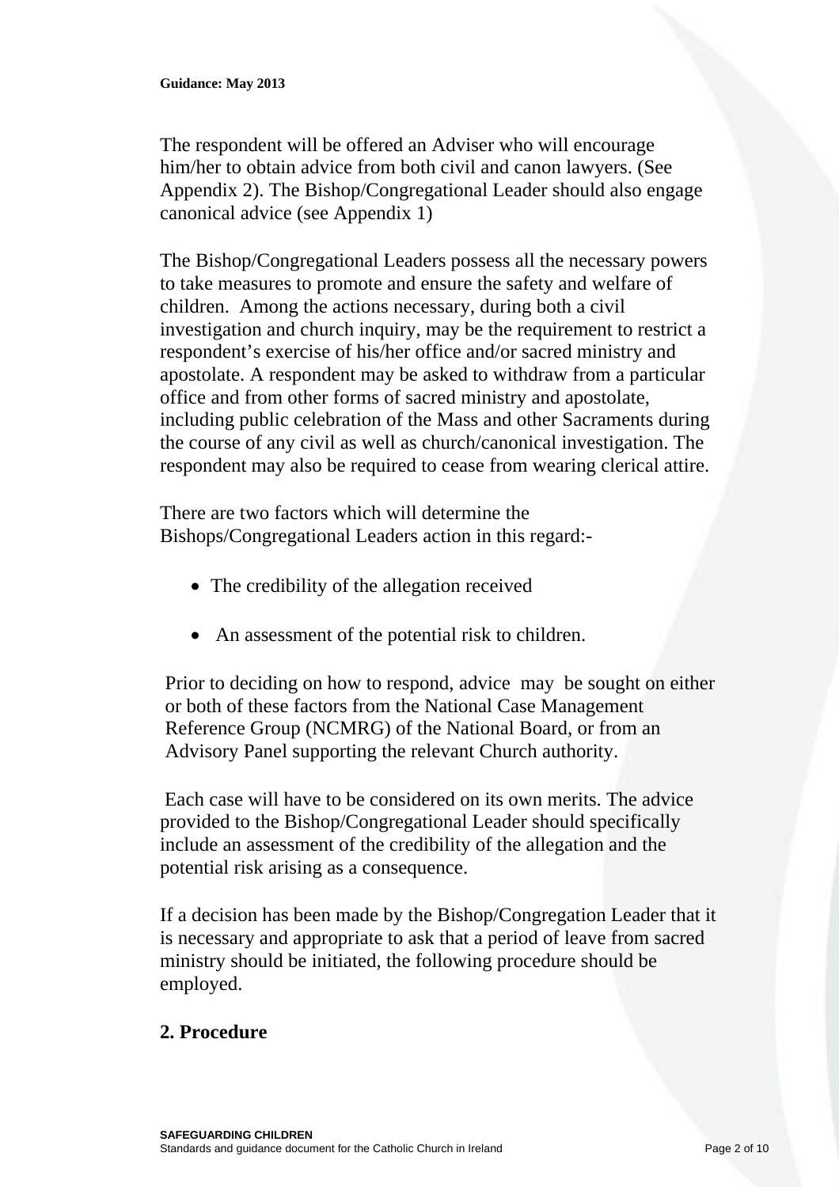The respondent will be offered an Adviser who will encourage him/her to obtain advice from both civil and canon lawyers. (See Appendix 2). The Bishop/Congregational Leader should also engage canonical advice (see Appendix 1)

The Bishop/Congregational Leaders possess all the necessary powers to take measures to promote and ensure the safety and welfare of children. Among the actions necessary, during both a civil investigation and church inquiry, may be the requirement to restrict a respondent's exercise of his/her office and/or sacred ministry and apostolate. A respondent may be asked to withdraw from a particular office and from other forms of sacred ministry and apostolate, including public celebration of the Mass and other Sacraments during the course of any civil as well as church/canonical investigation. The respondent may also be required to cease from wearing clerical attire.

There are two factors which will determine the Bishops/Congregational Leaders action in this regard:-

- The credibility of the allegation received
- An assessment of the potential risk to children.

Prior to deciding on how to respond, advice may be sought on either or both of these factors from the National Case Management Reference Group (NCMRG) of the National Board, or from an Advisory Panel supporting the relevant Church authority.

Each case will have to be considered on its own merits. The advice provided to the Bishop/Congregational Leader should specifically include an assessment of the credibility of the allegation and the potential risk arising as a consequence.

If a decision has been made by the Bishop/Congregation Leader that it is necessary and appropriate to ask that a period of leave from sacred ministry should be initiated, the following procedure should be employed.

## 2. Procedure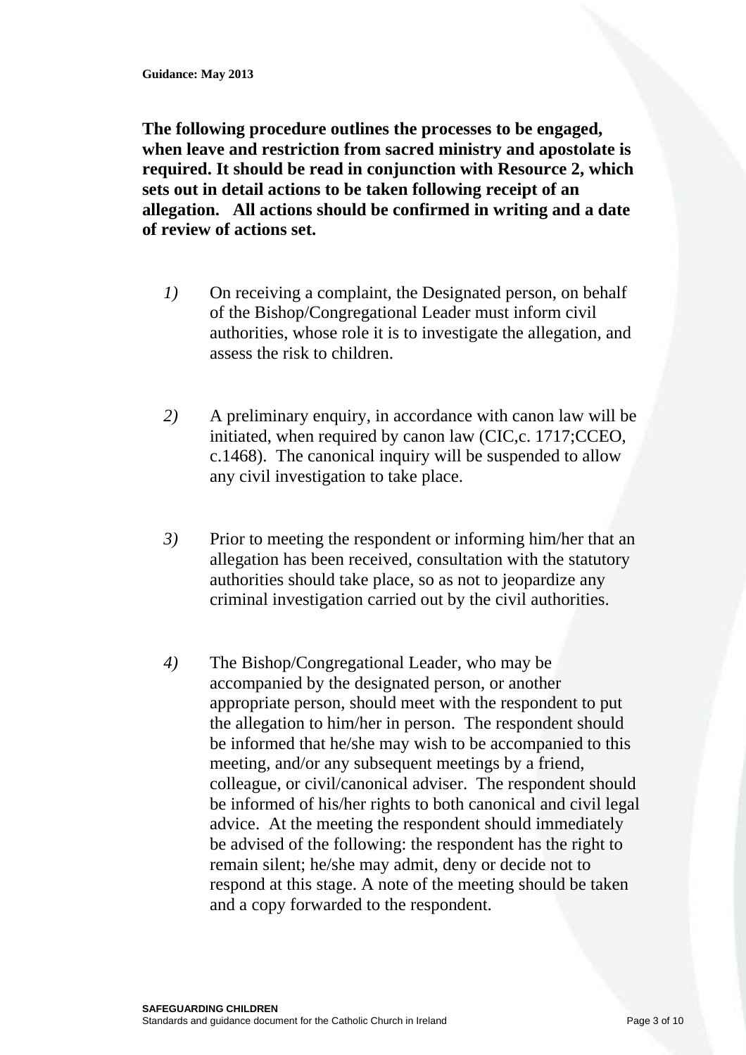**Guidance: May 2013**

**The following procedure outlines the processes to be engaged, when leave and restriction from sacred ministry and apostolate is required. It should be read in conjunction with Resource 2, which sets out in detail actions to be taken following receipt of an allegation. All actions should be confirmed in writing and a date of review of actions set.**

*1)* On receiving a complaint, the Designated person, on behalf of the Bishop/Congregational Leader must inform civil authorities, whose role it is to investigate the allegation, and assess the risk to children.

*2)* A preliminary enquiry, in accordance with canon law will be initiated, when required by canon law (CIC,c. 1717;CCEO, c.1468). The canonical inquiry will be suspended to allow any civil investigation to take place.

*3)* Prior to meeting the respondent or informing him/her that an allegation has been received, consultation with the statutory authorities should take place, so as not to jeopardize any criminal investigation carried out by the civil authorities.

*4)* The Bishop/Congregational Leader, who may be accompanied by the designated person, or another appropriate person, should meet with the respondent to put the allegation to him/her in person. The respondent should be informed that he/she may wish to be accompanied to this meeting, and/or any subsequent meetings by a friend, colleague, or civil/canonical adviser. The respondent should be informed of his/her rights to both canonical and civil legal advice. At the meeting the respondent should immediately be advised of the following: the respondent has the right to remain silent; he/she may admit, deny or decide not to respond at this stage. A note of the meeting should be taken and a copy forwarded to the respondent.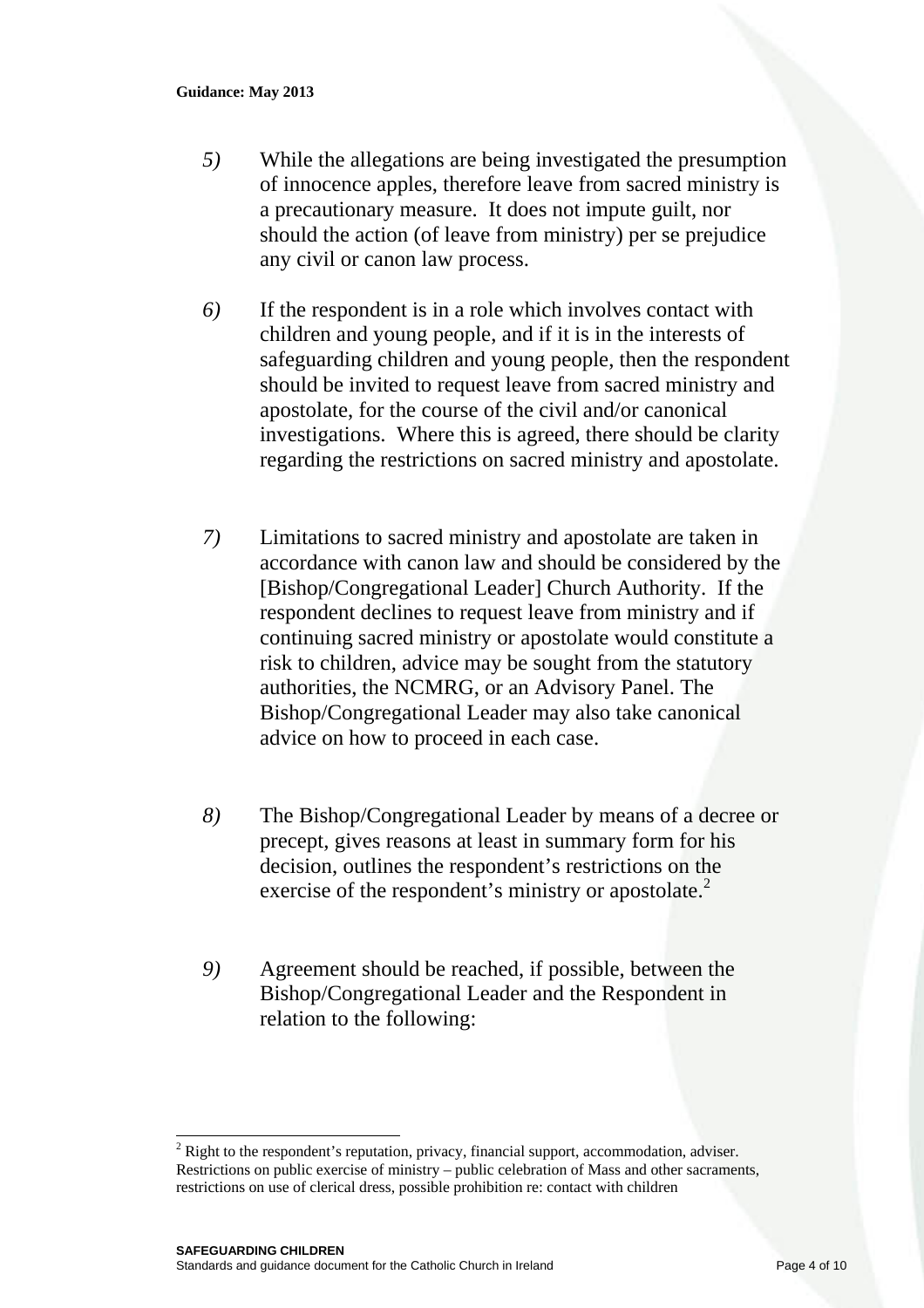*5)* While the allegations are being investigated the presumption of innocence apples, therefore leave from sacred ministry is a precautionary measure. It does not impute guilt, nor should the action (of leave from ministry) per se prejudice any civil or canon law process.

*6)* If the respondent is in a role which involves contact with children and young people, and if it is in the interests of safeguarding children and young people, then the respondent should be invited to request leave from sacred ministry and apostolate, for the course of the civil and/or canonical investigations. Where this is agreed, there should be clarity regarding the restrictions on sacred ministry and apostolate.

*7)* Limitations to sacred ministry and apostolate are taken in accordance with canon law and should be considered by the [Bishop/Congregational Leader] Church Authority. If the respondent declines to request leave from ministry and if continuing sacred ministry or apostolate would constitute a risk to children, advice may be sought from the statutory authorities, the NCMRG, or an Advisory Panel. The Bishop/Congregational Leader may also take canonical advice on how to proceed in each case.

*8)* The Bishop/Congregational Leader by means of a decree or precept, gives reasons at least in summary form for his decision, outlines the respondent's restrictions on the exercise of the respondent's ministry or apostolate.[2]

*9)* Agreement should be reached, if possible, between the Bishop/Congregational Leader and the Respondent in relation to the following:

---

[2] Right to the respondent's reputation, privacy, financial support, accommodation, adviser. Restrictions on public exercise of ministry – public celebration of Mass and other sacraments, restrictions on use of clerical dress, possible prohibition re: contact with children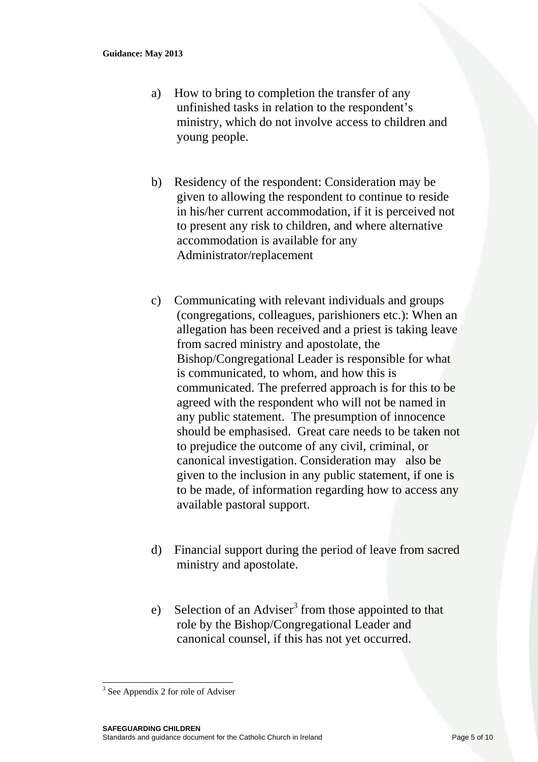a) How to bring to completion the transfer of any unfinished tasks in relation to the respondent's ministry, which do not involve access to children and young people.

b) Residency of the respondent: Consideration may be given to allowing the respondent to continue to reside in his/her current accommodation, if it is perceived not to present any risk to children, and where alternative accommodation is available for any Administrator/replacement

c) Communicating with relevant individuals and groups (congregations, colleagues, parishioners etc.): When an allegation has been received and a priest is taking leave from sacred ministry and apostolate, the Bishop/Congregational Leader is responsible for what is communicated, to whom, and how this is communicated. The preferred approach is for this to be agreed with the respondent who will not be named in any public statement. The presumption of innocence should be emphasised. Great care needs to be taken not to prejudice the outcome of any civil, criminal, or canonical investigation. Consideration may also be given to the inclusion in any public statement, if one is to be made, of information regarding how to access any available pastoral support.

d) Financial support during the period of leave from sacred ministry and apostolate.

e) Selection of an Adviser[3] from those appointed to that role by the Bishop/Congregational Leader and canonical counsel, if this has not yet occurred.

---

[3] See Appendix 2 for role of Adviser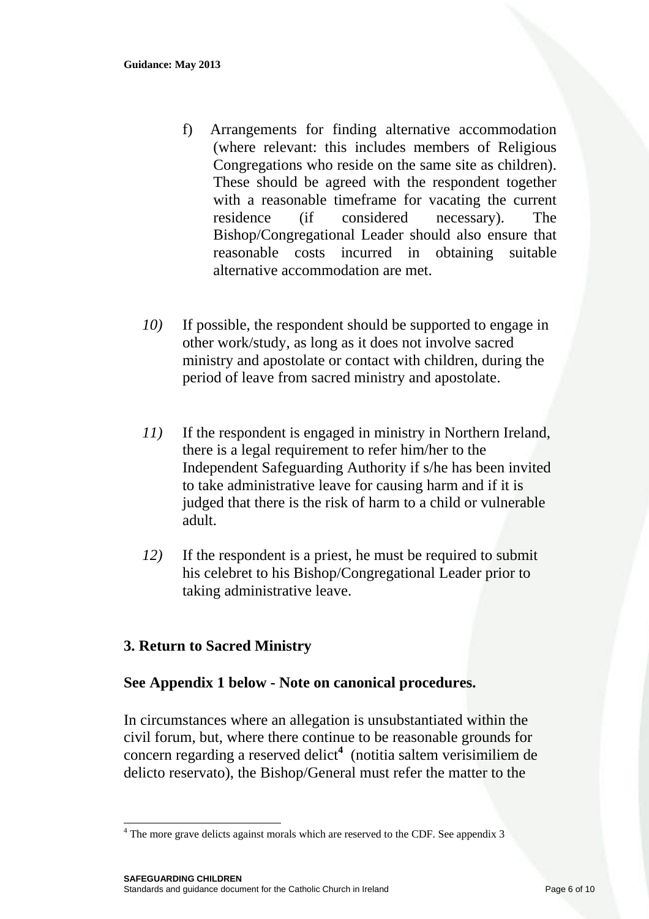f) Arrangements for finding alternative accommodation (where relevant: this includes members of Religious Congregations who reside on the same site as children). These should be agreed with the respondent together with a reasonable timeframe for vacating the current residence (if considered necessary). The Bishop/Congregational Leader should also ensure that reasonable costs incurred in obtaining suitable alternative accommodation are met.

*10)* If possible, the respondent should be supported to engage in other work/study, as long as it does not involve sacred ministry and apostolate or contact with children, during the period of leave from sacred ministry and apostolate.

*11)* If the respondent is engaged in ministry in Northern Ireland, there is a legal requirement to refer him/her to the Independent Safeguarding Authority if s/he has been invited to take administrative leave for causing harm and if it is judged that there is the risk of harm to a child or vulnerable adult.

*12)* If the respondent is a priest, he must be required to submit his celebret to his Bishop/Congregational Leader prior to taking administrative leave.

## 3. Return to Sacred Ministry

**See Appendix 1 below - Note on canonical procedures.**

In circumstances where an allegation is unsubstantiated within the civil forum, but, where there continue to be reasonable grounds for concern regarding a reserved delict[4] (notitia saltem verisimiliem de delicto reservato), the Bishop/General must refer the matter to the

[4] The more grave delicts against morals which are reserved to the CDF. See appendix 3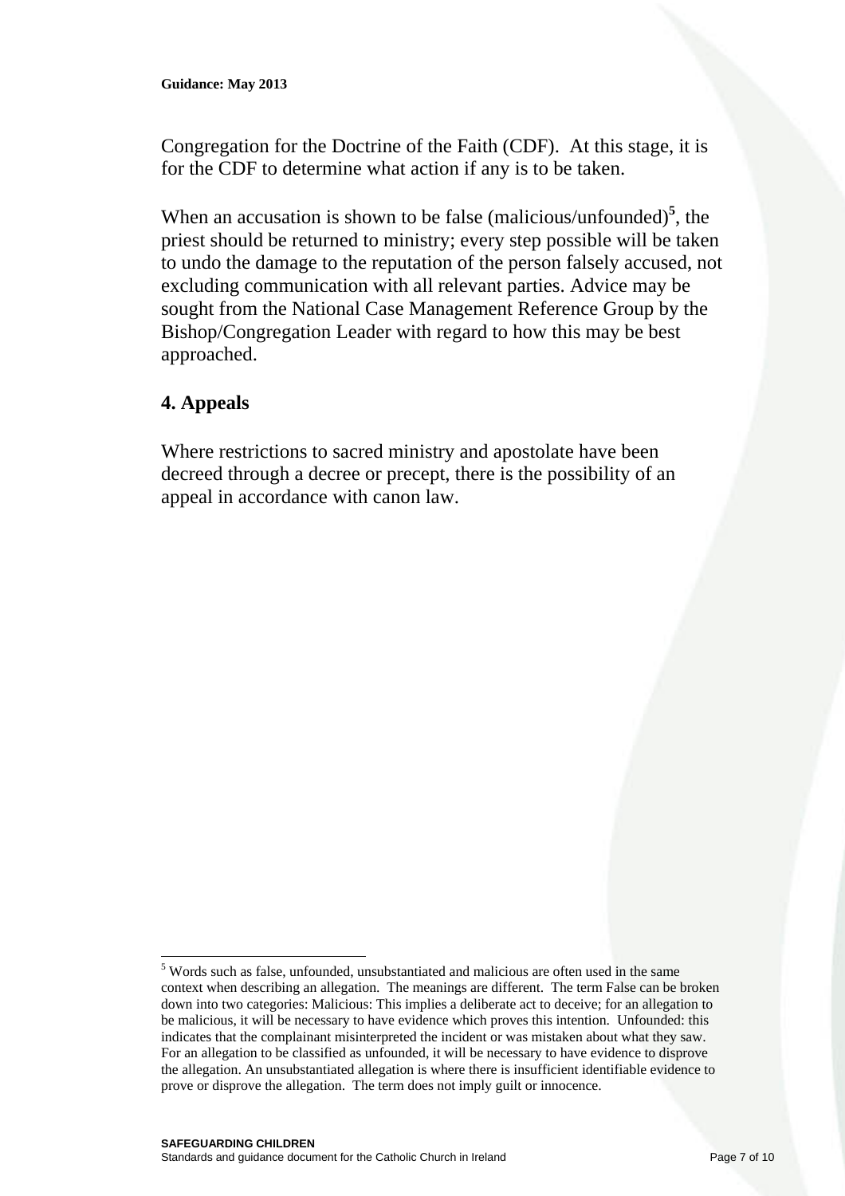Congregation for the Doctrine of the Faith (CDF). At this stage, it is for the CDF to determine what action if any is to be taken.

When an accusation is shown to be false (malicious/unfounded)[5], the priest should be returned to ministry; every step possible will be taken to undo the damage to the reputation of the person falsely accused, not excluding communication with all relevant parties. Advice may be sought from the National Case Management Reference Group by the Bishop/Congregation Leader with regard to how this may be best approached.

## 4. Appeals

Where restrictions to sacred ministry and apostolate have been decreed through a decree or precept, there is the possibility of an appeal in accordance with canon law.

---

[5] Words such as false, unfounded, unsubstantiated and malicious are often used in the same context when describing an allegation. The meanings are different. The term False can be broken down into two categories: Malicious: This implies a deliberate act to deceive; for an allegation to be malicious, it will be necessary to have evidence which proves this intention. Unfounded: this indicates that the complainant misinterpreted the incident or was mistaken about what they saw. For an allegation to be classified as unfounded, it will be necessary to have evidence to disprove the allegation. An unsubstantiated allegation is where there is insufficient identifiable evidence to prove or disprove the allegation. The term does not imply guilt or innocence.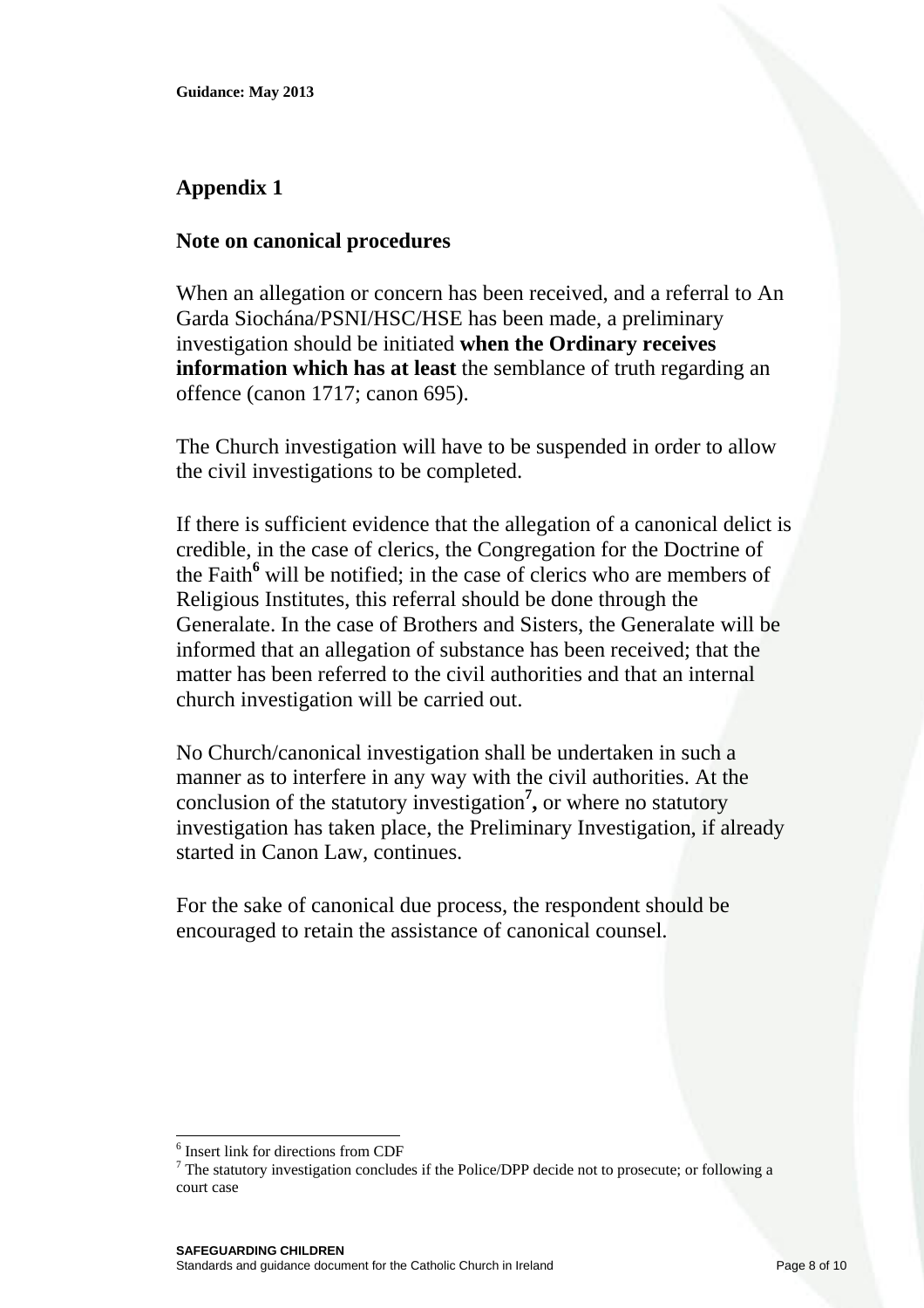## Appendix 1

### Note on canonical procedures

When an allegation or concern has been received, and a referral to An Garda Siochána/PSNI/HSC/HSE has been made, a preliminary investigation should be initiated **when the Ordinary receives information which has at least** the semblance of truth regarding an offence (canon 1717; canon 695).

The Church investigation will have to be suspended in order to allow the civil investigations to be completed.

If there is sufficient evidence that the allegation of a canonical delict is credible, in the case of clerics, the Congregation for the Doctrine of the Faith[6] will be notified; in the case of clerics who are members of Religious Institutes, this referral should be done through the Generalate. In the case of Brothers and Sisters, the Generalate will be informed that an allegation of substance has been received; that the matter has been referred to the civil authorities and that an internal church investigation will be carried out.

No Church/canonical investigation shall be undertaken in such a manner as to interfere in any way with the civil authorities. At the conclusion of the statutory investigation[7], or where no statutory investigation has taken place, the Preliminary Investigation, if already started in Canon Law, continues.

For the sake of canonical due process, the respondent should be encouraged to retain the assistance of canonical counsel.

---

[6] Insert link for directions from CDF

[7] The statutory investigation concludes if the Police/DPP decide not to prosecute; or following a court case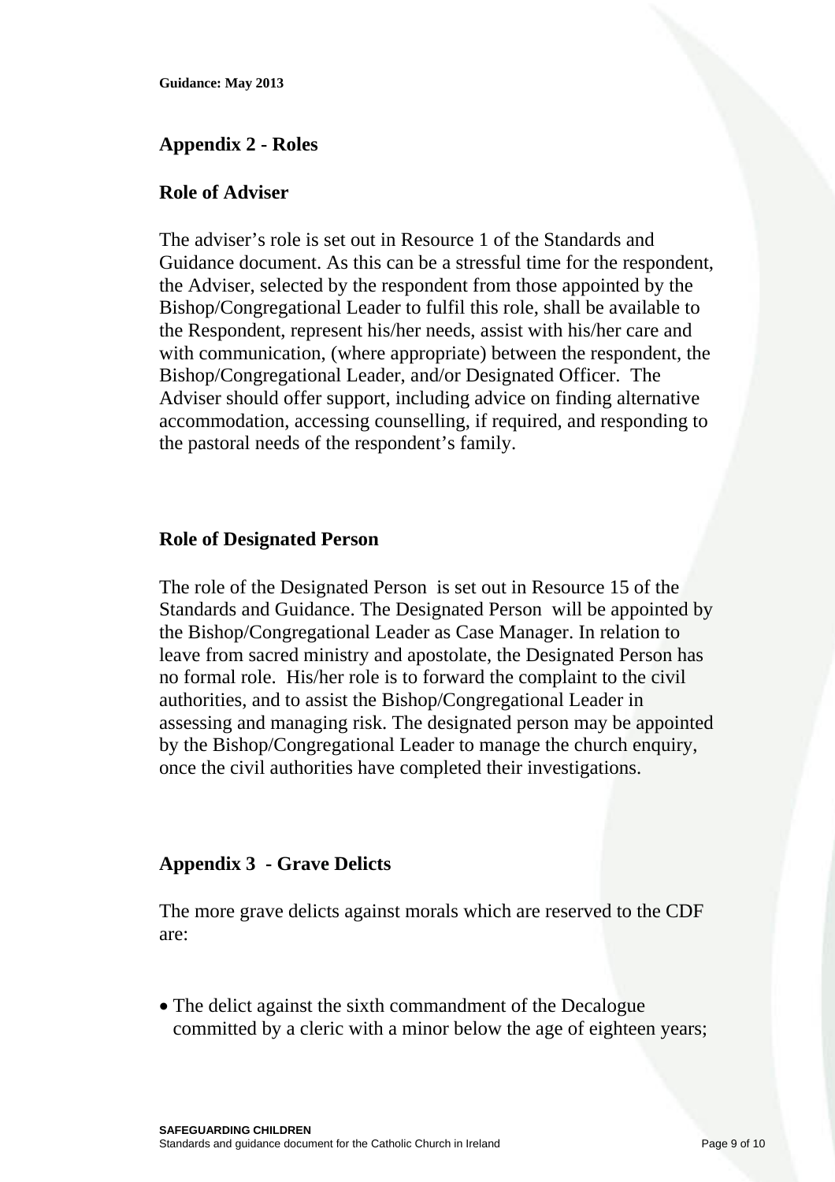## Appendix 2 - Roles

### Role of Adviser

The adviser's role is set out in Resource 1 of the Standards and Guidance document. As this can be a stressful time for the respondent, the Adviser, selected by the respondent from those appointed by the Bishop/Congregational Leader to fulfil this role, shall be available to the Respondent, represent his/her needs, assist with his/her care and with communication, (where appropriate) between the respondent, the Bishop/Congregational Leader, and/or Designated Officer. The Adviser should offer support, including advice on finding alternative accommodation, accessing counselling, if required, and responding to the pastoral needs of the respondent's family.

### Role of Designated Person

The role of the Designated Person is set out in Resource 15 of the Standards and Guidance. The Designated Person will be appointed by the Bishop/Congregational Leader as Case Manager. In relation to leave from sacred ministry and apostolate, the Designated Person has no formal role. His/her role is to forward the complaint to the civil authorities, and to assist the Bishop/Congregational Leader in assessing and managing risk. The designated person may be appointed by the Bishop/Congregational Leader to manage the church enquiry, once the civil authorities have completed their investigations.

## Appendix 3 - Grave Delicts

The more grave delicts against morals which are reserved to the CDF are:

- The delict against the sixth commandment of the Decalogue committed by a cleric with a minor below the age of eighteen years;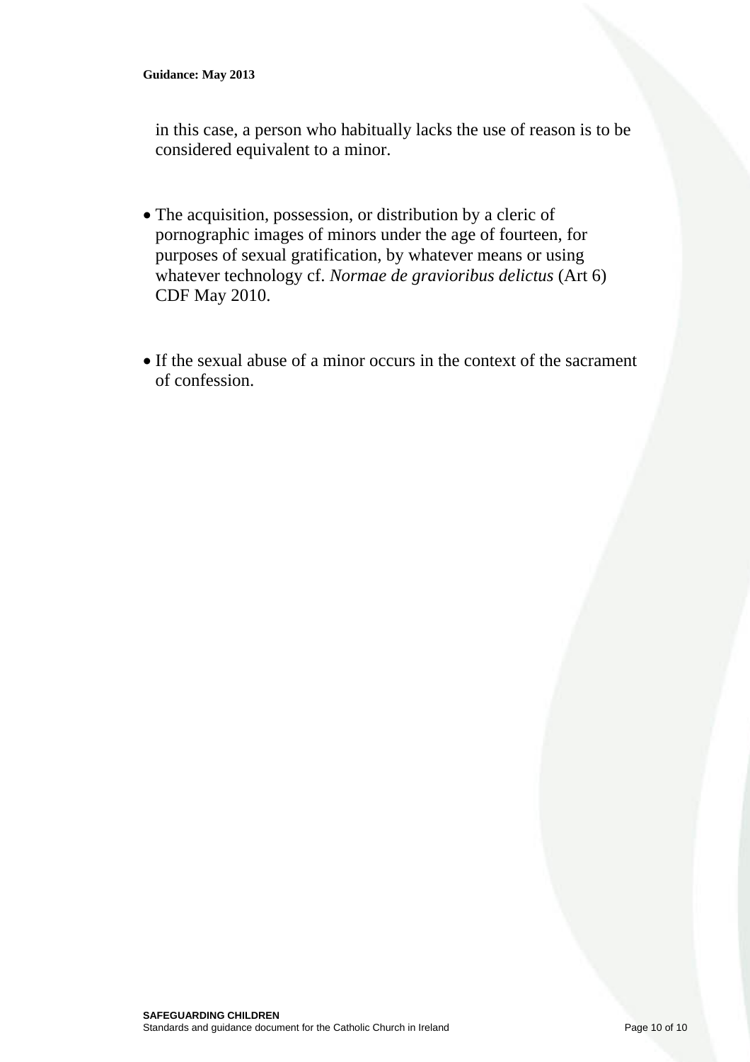in this case, a person who habitually lacks the use of reason is to be considered equivalent to a minor.

- The acquisition, possession, or distribution by a cleric of pornographic images of minors under the age of fourteen, for purposes of sexual gratification, by whatever means or using whatever technology cf. *Normae de gravioribus delictus* (Art 6) CDF May 2010.

- If the sexual abuse of a minor occurs in the context of the sacrament of confession.